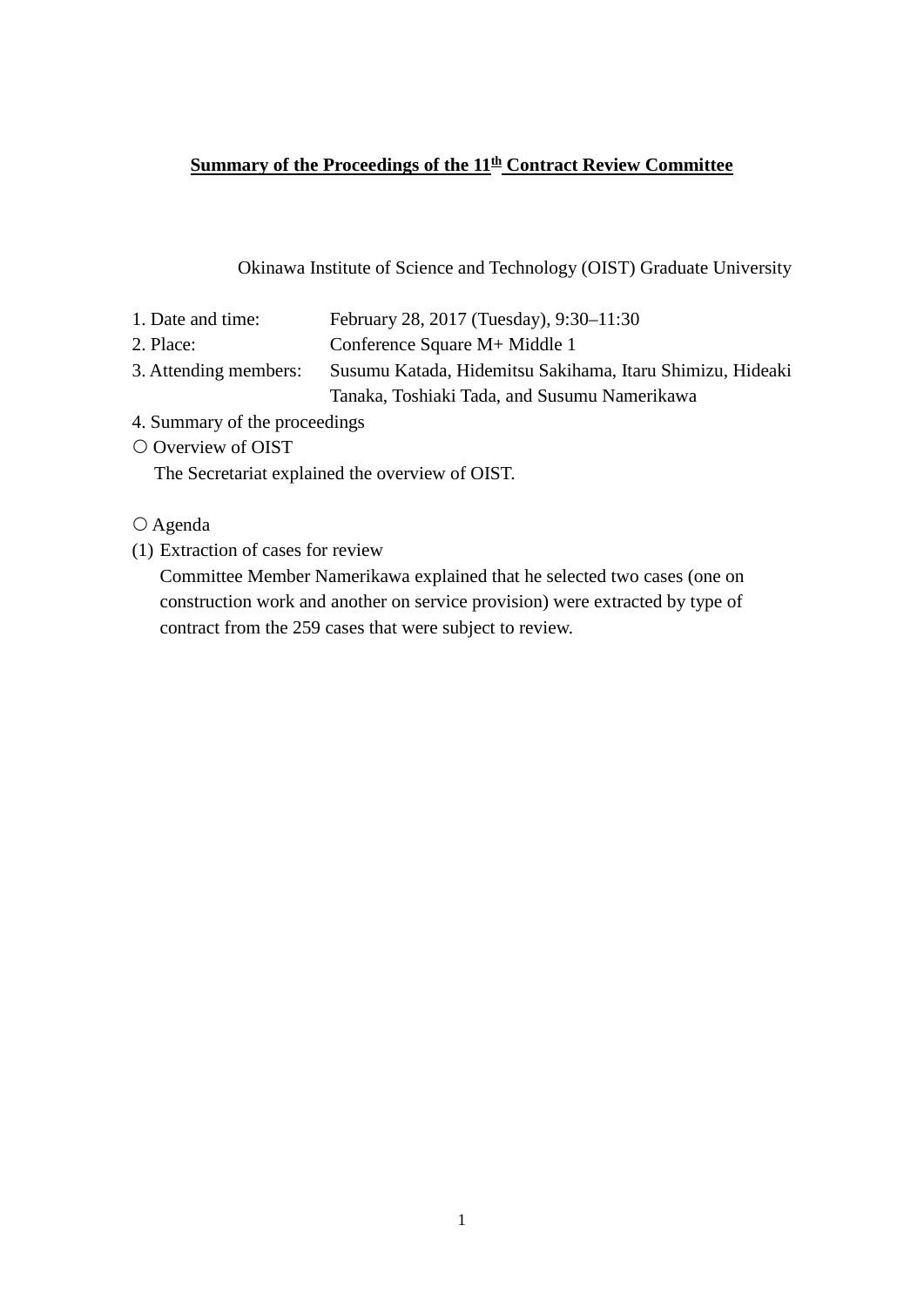# **Summary of the Proceedings of the 11th Contract Review Committee**

Okinawa Institute of Science and Technology (OIST) Graduate University

1. Date and time: February 28, 2017 (Tuesday), 9:30–11:30
2. Place: Conference Square M+ Middle 1
3. Attending members: Susumu Katada, Hidemitsu Sakihama, Itaru Shimizu, Hideaki Tanaka, Toshiaki Tada, and Susumu Namerikawa
4. Summary of the proceedings

○ Overview of OIST

The Secretariat explained the overview of OIST.

○ Agenda

(1) Extraction of cases for review

Committee Member Namerikawa explained that he selected two cases (one on construction work and another on service provision) were extracted by type of contract from the 259 cases that were subject to review.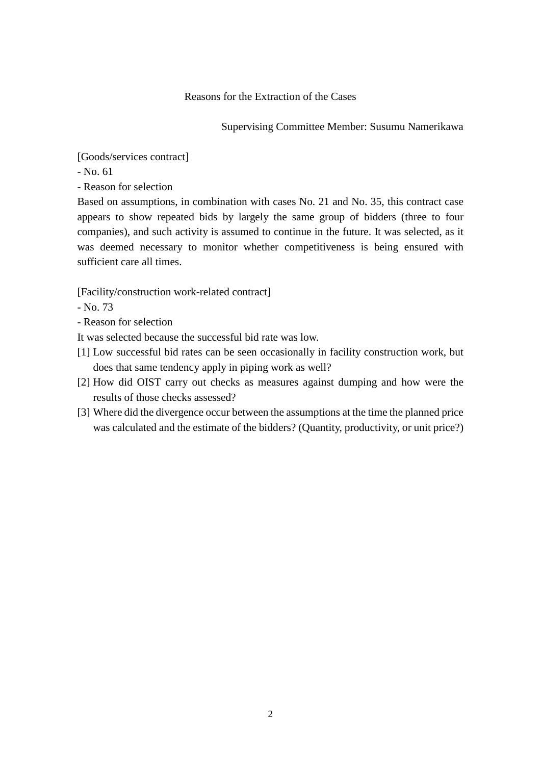## Reasons for the Extraction of the Cases

Supervising Committee Member: Susumu Namerikawa

[Goods/services contract]

- No. 61
- Reason for selection

Based on assumptions, in combination with cases No. 21 and No. 35, this contract case appears to show repeated bids by largely the same group of bidders (three to four companies), and such activity is assumed to continue in the future. It was selected, as it was deemed necessary to monitor whether competitiveness is being ensured with sufficient care all times.

[Facility/construction work-related contract]

- No. 73
- Reason for selection

It was selected because the successful bid rate was low.

[1] Low successful bid rates can be seen occasionally in facility construction work, but does that same tendency apply in piping work as well?

[2] How did OIST carry out checks as measures against dumping and how were the results of those checks assessed?

[3] Where did the divergence occur between the assumptions at the time the planned price was calculated and the estimate of the bidders? (Quantity, productivity, or unit price?)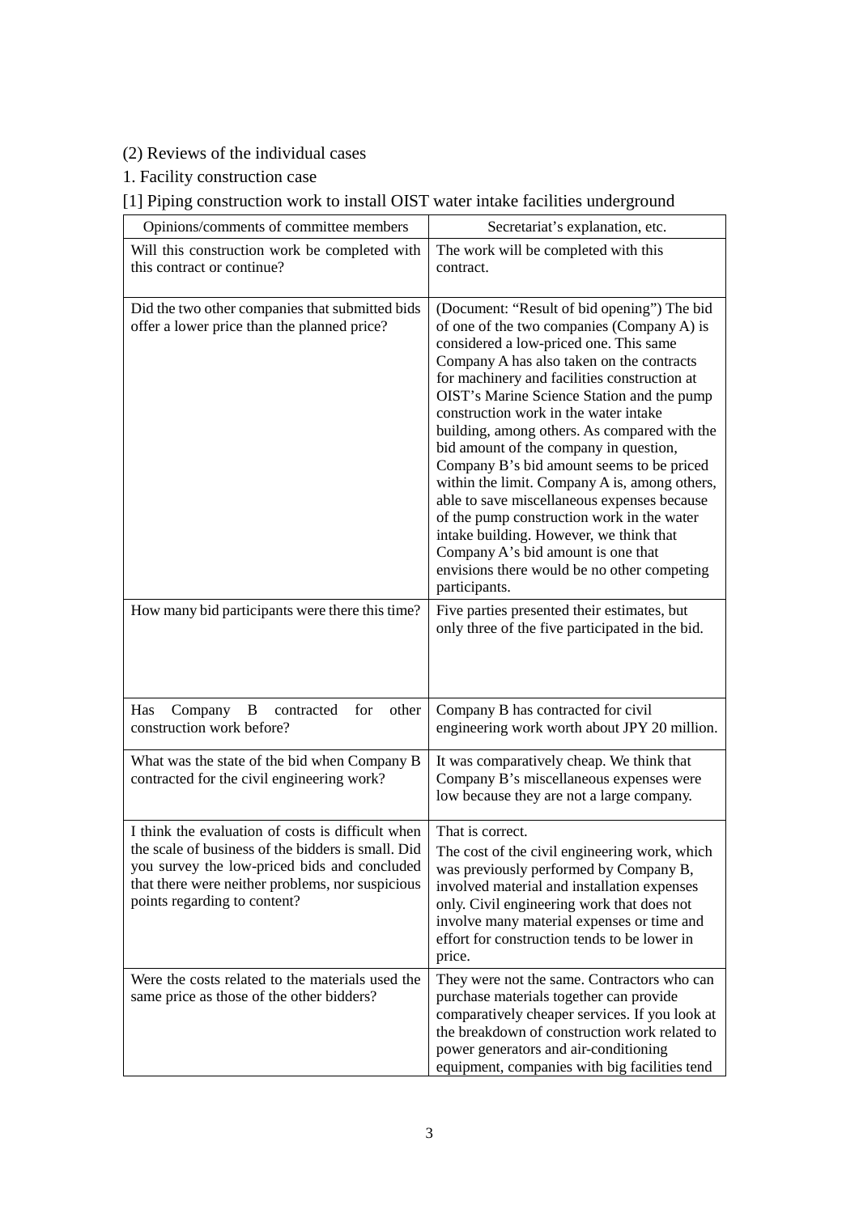(2) Reviews of the individual cases

1. Facility construction case

[1] Piping construction work to install OIST water intake facilities underground

| Opinions/comments of committee members | Secretariat's explanation, etc. |
|---|---|
| Will this construction work be completed with this contract or continue? | The work will be completed with this contract. |
| Did the two other companies that submitted bids offer a lower price than the planned price? | (Document: "Result of bid opening") The bid of one of the two companies (Company A) is considered a low-priced one. This same Company A has also taken on the contracts for machinery and facilities construction at OIST's Marine Science Station and the pump construction work in the water intake building, among others. As compared with the bid amount of the company in question, Company B's bid amount seems to be priced within the limit. Company A is, among others, able to save miscellaneous expenses because of the pump construction work in the water intake building. However, we think that Company A's bid amount is one that envisions there would be no other competing participants. |
| How many bid participants were there this time? | Five parties presented their estimates, but only three of the five participated in the bid. |
| Has Company B contracted for other construction work before? | Company B has contracted for civil engineering work worth about JPY 20 million. |
| What was the state of the bid when Company B contracted for the civil engineering work? | It was comparatively cheap. We think that Company B's miscellaneous expenses were low because they are not a large company. |
| I think the evaluation of costs is difficult when the scale of business of the bidders is small. Did you survey the low-priced bids and concluded that there were neither problems, nor suspicious points regarding to content? | That is correct.<br>The cost of the civil engineering work, which was previously performed by Company B, involved material and installation expenses only. Civil engineering work that does not involve many material expenses or time and effort for construction tends to be lower in price. |
| Were the costs related to the materials used the same price as those of the other bidders? | They were not the same. Contractors who can purchase materials together can provide comparatively cheaper services. If you look at the breakdown of construction work related to power generators and air-conditioning equipment, companies with big facilities tend |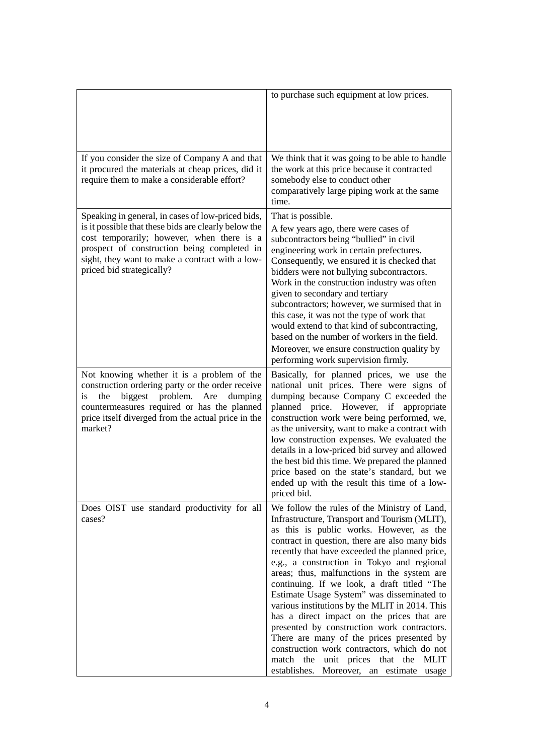| | |
|---|---|
| | to purchase such equipment at low prices. |
| If you consider the size of Company A and that it procured the materials at cheap prices, did it require them to make a considerable effort? | We think that it was going to be able to handle the work at this price because it contracted somebody else to conduct other comparatively large piping work at the same time. |
| Speaking in general, in cases of low-priced bids, is it possible that these bids are clearly below the cost temporarily; however, when there is a prospect of construction being completed in sight, they want to make a contract with a low-priced bid strategically? | That is possible.<br>A few years ago, there were cases of subcontractors being "bullied" in civil engineering work in certain prefectures. Consequently, we ensured it is checked that bidders were not bullying subcontractors. Work in the construction industry was often given to secondary and tertiary subcontractors; however, we surmised that in this case, it was not the type of work that would extend to that kind of subcontracting, based on the number of workers in the field.<br>Moreover, we ensure construction quality by performing work supervision firmly. |
| Not knowing whether it is a problem of the construction ordering party or the order receive is the biggest problem. Are dumping countermeasures required or has the planned price itself diverged from the actual price in the market? | Basically, for planned prices, we use the national unit prices. There were signs of dumping because Company C exceeded the planned price. However, if appropriate construction work were being performed, we, as the university, want to make a contract with low construction expenses. We evaluated the details in a low-priced bid survey and allowed the best bid this time. We prepared the planned price based on the state's standard, but we ended up with the result this time of a low-priced bid. |
| Does OIST use standard productivity for all cases? | We follow the rules of the Ministry of Land, Infrastructure, Transport and Tourism (MLIT), as this is public works. However, as the contract in question, there are also many bids recently that have exceeded the planned price, e.g., a construction in Tokyo and regional areas; thus, malfunctions in the system are continuing. If we look, a draft titled "The Estimate Usage System" was disseminated to various institutions by the MLIT in 2014. This has a direct impact on the prices that are presented by construction work contractors. There are many of the prices presented by construction work contractors, which do not match the unit prices that the MLIT establishes. Moreover, an estimate usage |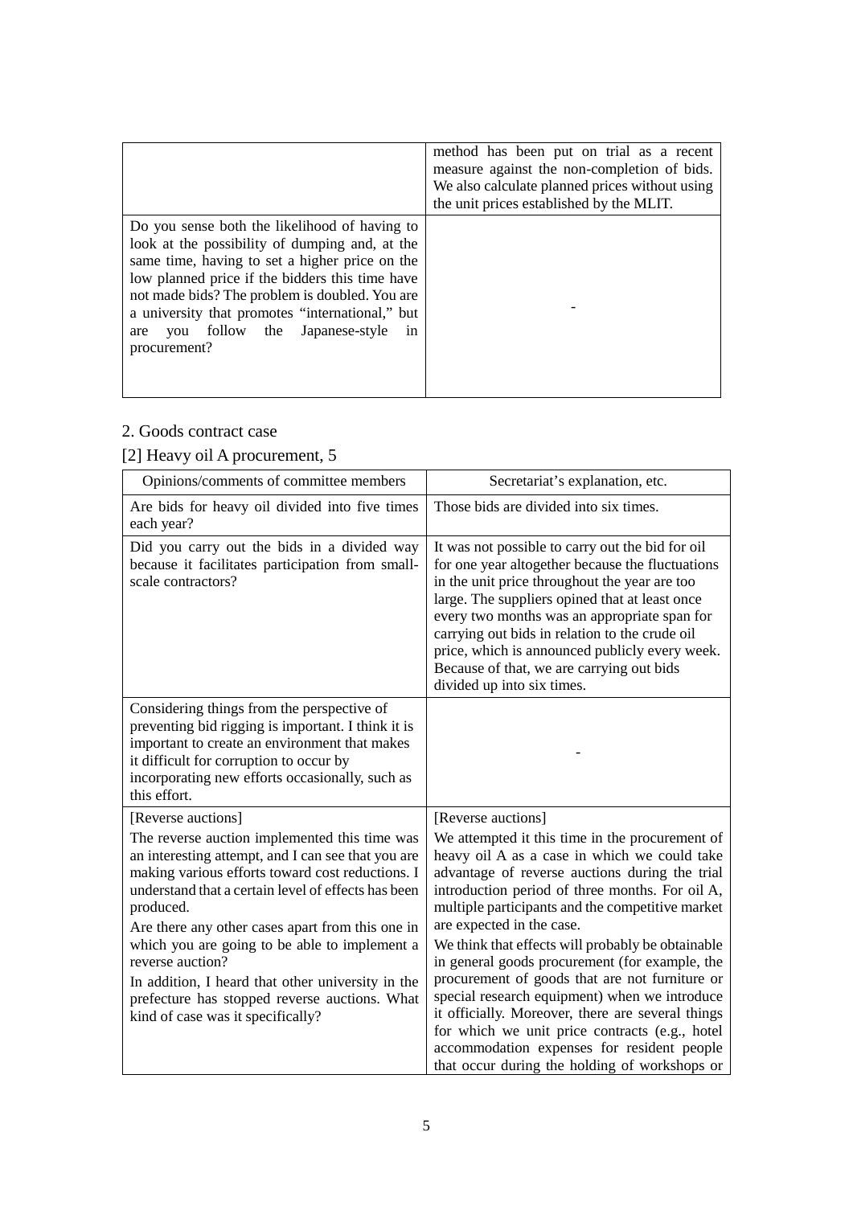| | |
|---|---|
| | method has been put on trial as a recent measure against the non-completion of bids. We also calculate planned prices without using the unit prices established by the MLIT. |
| Do you sense both the likelihood of having to look at the possibility of dumping and, at the same time, having to set a higher price on the low planned price if the bidders this time have not made bids? The problem is doubled. You are a university that promotes “international,” but are you follow the Japanese-style in procurement? | - |

2. Goods contract case

[2] Heavy oil A procurement, 5

| Opinions/comments of committee members | Secretariat’s explanation, etc. |
|---|---|
| Are bids for heavy oil divided into five times each year? | Those bids are divided into six times. |
| Did you carry out the bids in a divided way because it facilitates participation from small-scale contractors? | It was not possible to carry out the bid for oil for one year altogether because the fluctuations in the unit price throughout the year are too large. The suppliers opined that at least once every two months was an appropriate span for carrying out bids in relation to the crude oil price, which is announced publicly every week. Because of that, we are carrying out bids divided up into six times. |
| Considering things from the perspective of preventing bid rigging is important. I think it is important to create an environment that makes it difficult for corruption to occur by incorporating new efforts occasionally, such as this effort. | - |
| [Reverse auctions]<br>The reverse auction implemented this time was an interesting attempt, and I can see that you are making various efforts toward cost reductions. I understand that a certain level of effects has been produced.<br>Are there any other cases apart from this one in which you are going to be able to implement a reverse auction?<br>In addition, I heard that other university in the prefecture has stopped reverse auctions. What kind of case was it specifically? | [Reverse auctions]<br>We attempted it this time in the procurement of heavy oil A as a case in which we could take advantage of reverse auctions during the trial introduction period of three months. For oil A, multiple participants and the competitive market are expected in the case.<br>We think that effects will probably be obtainable in general goods procurement (for example, the procurement of goods that are not furniture or special research equipment) when we introduce it officially. Moreover, there are several things for which we unit price contracts (e.g., hotel accommodation expenses for resident people that occur during the holding of workshops or |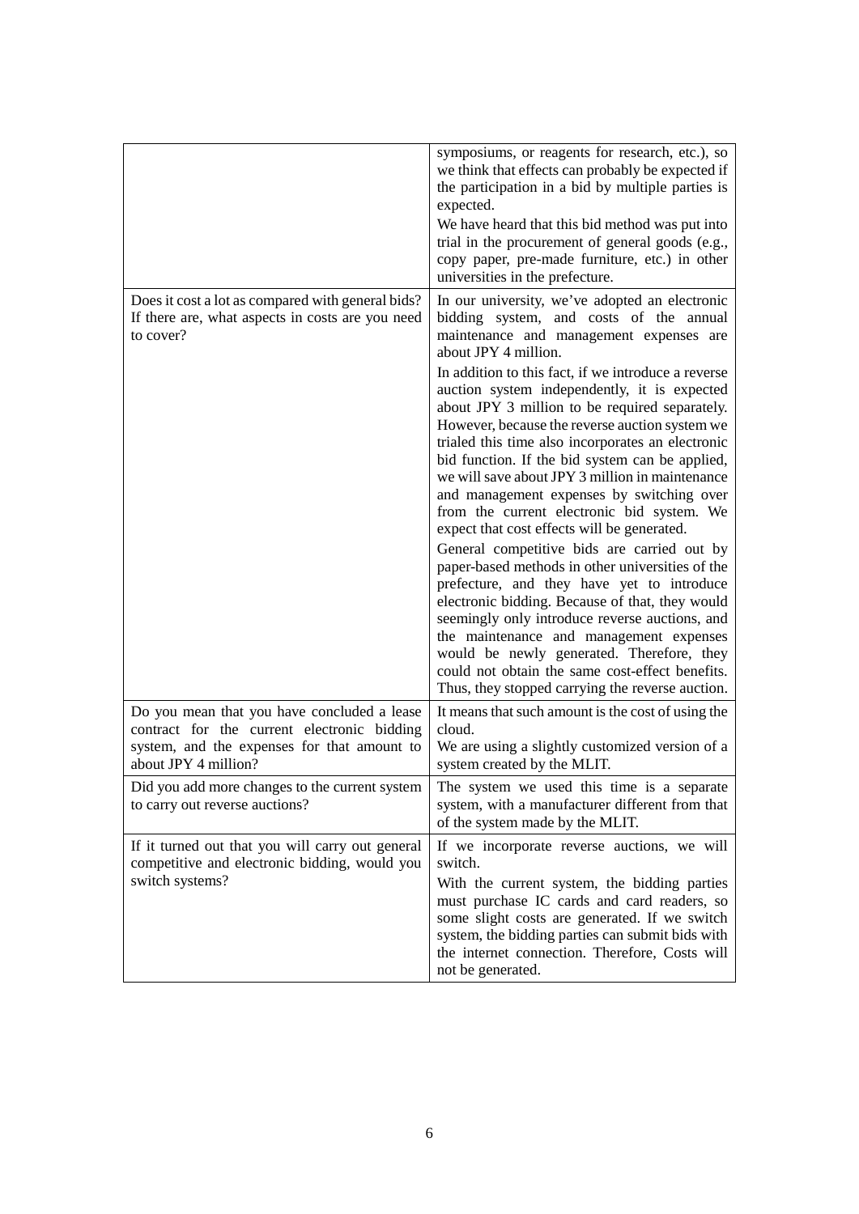| | |
|---|---|
| | symposiums, or reagents for research, etc.), so we think that effects can probably be expected if the participation in a bid by multiple parties is expected.<br>We have heard that this bid method was put into trial in the procurement of general goods (e.g., copy paper, pre-made furniture, etc.) in other universities in the prefecture. |
| Does it cost a lot as compared with general bids? If there are, what aspects in costs are you need to cover? | In our university, we've adopted an electronic bidding system, and costs of the annual maintenance and management expenses are about JPY 4 million.<br>In addition to this fact, if we introduce a reverse auction system independently, it is expected about JPY 3 million to be required separately. However, because the reverse auction system we trialed this time also incorporates an electronic bid function. If the bid system can be applied, we will save about JPY 3 million in maintenance and management expenses by switching over from the current electronic bid system. We expect that cost effects will be generated.<br>General competitive bids are carried out by paper-based methods in other universities of the prefecture, and they have yet to introduce electronic bidding. Because of that, they would seemingly only introduce reverse auctions, and the maintenance and management expenses would be newly generated. Therefore, they could not obtain the same cost-effect benefits. Thus, they stopped carrying the reverse auction. |
| Do you mean that you have concluded a lease contract for the current electronic bidding system, and the expenses for that amount to about JPY 4 million? | It means that such amount is the cost of using the cloud.<br>We are using a slightly customized version of a system created by the MLIT. |
| Did you add more changes to the current system to carry out reverse auctions? | The system we used this time is a separate system, with a manufacturer different from that of the system made by the MLIT. |
| If it turned out that you will carry out general competitive and electronic bidding, would you switch systems? | If we incorporate reverse auctions, we will switch.<br>With the current system, the bidding parties must purchase IC cards and card readers, so some slight costs are generated. If we switch system, the bidding parties can submit bids with the internet connection. Therefore, Costs will not be generated. |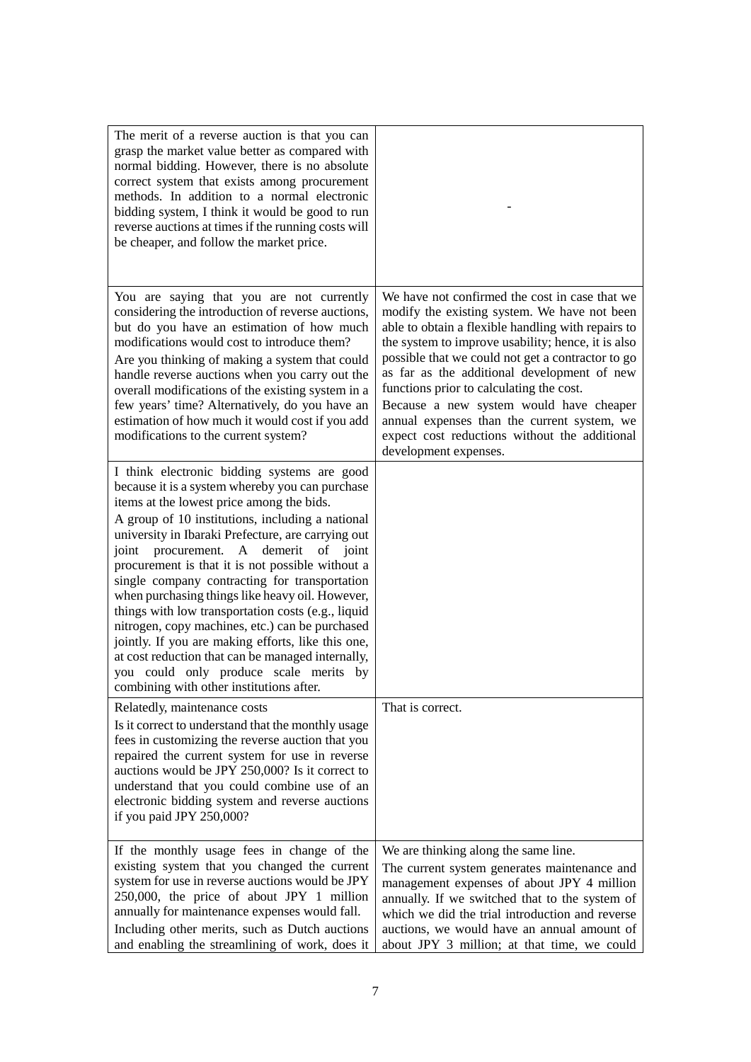| | |
|---|---|
| The merit of a reverse auction is that you can grasp the market value better as compared with normal bidding. However, there is no absolute correct system that exists among procurement methods. In addition to a normal electronic bidding system, I think it would be good to run reverse auctions at times if the running costs will be cheaper, and follow the market price. | - |
| You are saying that you are not currently considering the introduction of reverse auctions, but do you have an estimation of how much modifications would cost to introduce them?<br>Are you thinking of making a system that could handle reverse auctions when you carry out the overall modifications of the existing system in a few years' time? Alternatively, do you have an estimation of how much it would cost if you add modifications to the current system? | We have not confirmed the cost in case that we modify the existing system. We have not been able to obtain a flexible handling with repairs to the system to improve usability; hence, it is also possible that we could not get a contractor to go as far as the additional development of new functions prior to calculating the cost.<br>Because a new system would have cheaper annual expenses than the current system, we expect cost reductions without the additional development expenses. |
| I think electronic bidding systems are good because it is a system whereby you can purchase items at the lowest price among the bids.<br>A group of 10 institutions, including a national university in Ibaraki Prefecture, are carrying out joint procurement. A demerit of joint procurement is that it is not possible without a single company contracting for transportation when purchasing things like heavy oil. However, things with low transportation costs (e.g., liquid nitrogen, copy machines, etc.) can be purchased jointly. If you are making efforts, like this one, at cost reduction that can be managed internally, you could only produce scale merits by combining with other institutions after. | |
| Relatedly, maintenance costs<br>Is it correct to understand that the monthly usage fees in customizing the reverse auction that you repaired the current system for use in reverse auctions would be JPY 250,000? Is it correct to understand that you could combine use of an electronic bidding system and reverse auctions if you paid JPY 250,000? | That is correct. |
| If the monthly usage fees in change of the existing system that you changed the current system for use in reverse auctions would be JPY 250,000, the price of about JPY 1 million annually for maintenance expenses would fall.<br>Including other merits, such as Dutch auctions and enabling the streamlining of work, does it | We are thinking along the same line.<br>The current system generates maintenance and management expenses of about JPY 4 million annually. If we switched that to the system of which we did the trial introduction and reverse auctions, we would have an annual amount of about JPY 3 million; at that time, we could |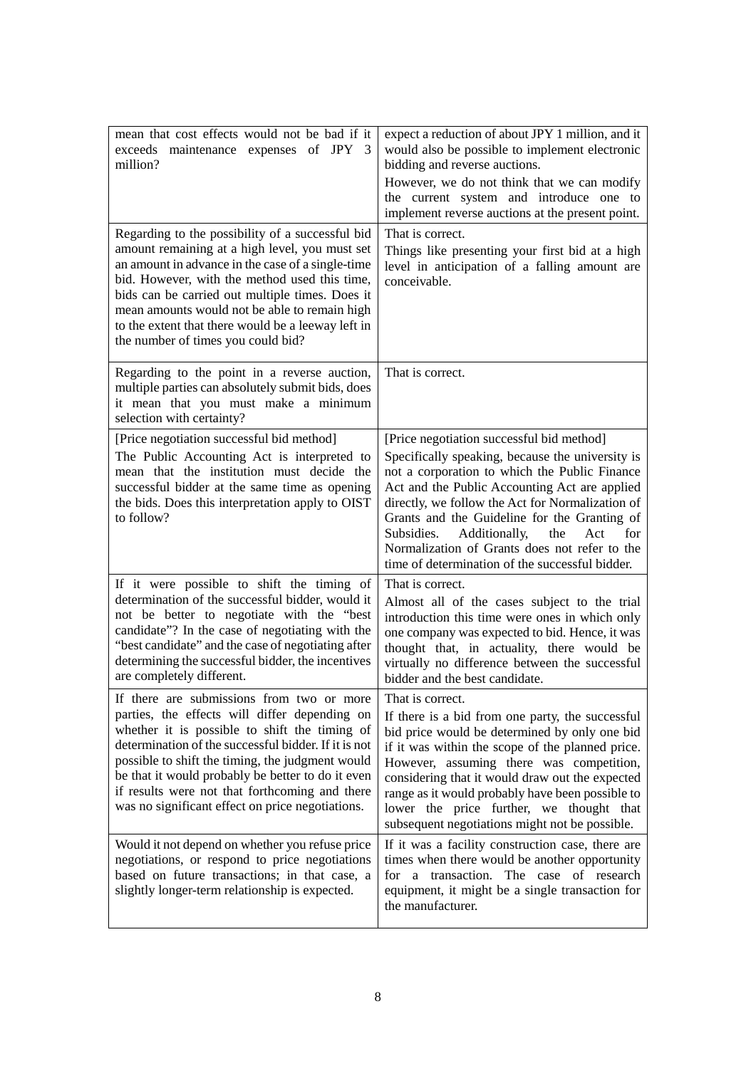| | |
|---|---|
| mean that cost effects would not be bad if it exceeds maintenance expenses of JPY 3 million? | expect a reduction of about JPY 1 million, and it would also be possible to implement electronic bidding and reverse auctions.<br>However, we do not think that we can modify the current system and introduce one to implement reverse auctions at the present point. |
| Regarding to the possibility of a successful bid amount remaining at a high level, you must set an amount in advance in the case of a single-time bid. However, with the method used this time, bids can be carried out multiple times. Does it mean amounts would not be able to remain high to the extent that there would be a leeway left in the number of times you could bid? | That is correct.<br>Things like presenting your first bid at a high level in anticipation of a falling amount are conceivable. |
| Regarding to the point in a reverse auction, multiple parties can absolutely submit bids, does it mean that you must make a minimum selection with certainty? | That is correct. |
| [Price negotiation successful bid method]<br>The Public Accounting Act is interpreted to mean that the institution must decide the successful bidder at the same time as opening the bids. Does this interpretation apply to OIST to follow? | [Price negotiation successful bid method]<br>Specifically speaking, because the university is not a corporation to which the Public Finance Act and the Public Accounting Act are applied directly, we follow the Act for Normalization of Grants and the Guideline for the Granting of Subsidies. Additionally, the Act for Normalization of Grants does not refer to the time of determination of the successful bidder. |
| If it were possible to shift the timing of determination of the successful bidder, would it not be better to negotiate with the "best candidate"? In the case of negotiating with the "best candidate" and the case of negotiating after determining the successful bidder, the incentives are completely different. | That is correct.<br>Almost all of the cases subject to the trial introduction this time were ones in which only one company was expected to bid. Hence, it was thought that, in actuality, there would be virtually no difference between the successful bidder and the best candidate. |
| If there are submissions from two or more parties, the effects will differ depending on whether it is possible to shift the timing of determination of the successful bidder. If it is not possible to shift the timing, the judgment would be that it would probably be better to do it even if results were not that forthcoming and there was no significant effect on price negotiations. | That is correct.<br>If there is a bid from one party, the successful bid price would be determined by only one bid if it was within the scope of the planned price. However, assuming there was competition, considering that it would draw out the expected range as it would probably have been possible to lower the price further, we thought that subsequent negotiations might not be possible. |
| Would it not depend on whether you refuse price negotiations, or respond to price negotiations based on future transactions; in that case, a slightly longer-term relationship is expected. | If it was a facility construction case, there are times when there would be another opportunity for a transaction. The case of research equipment, it might be a single transaction for the manufacturer. |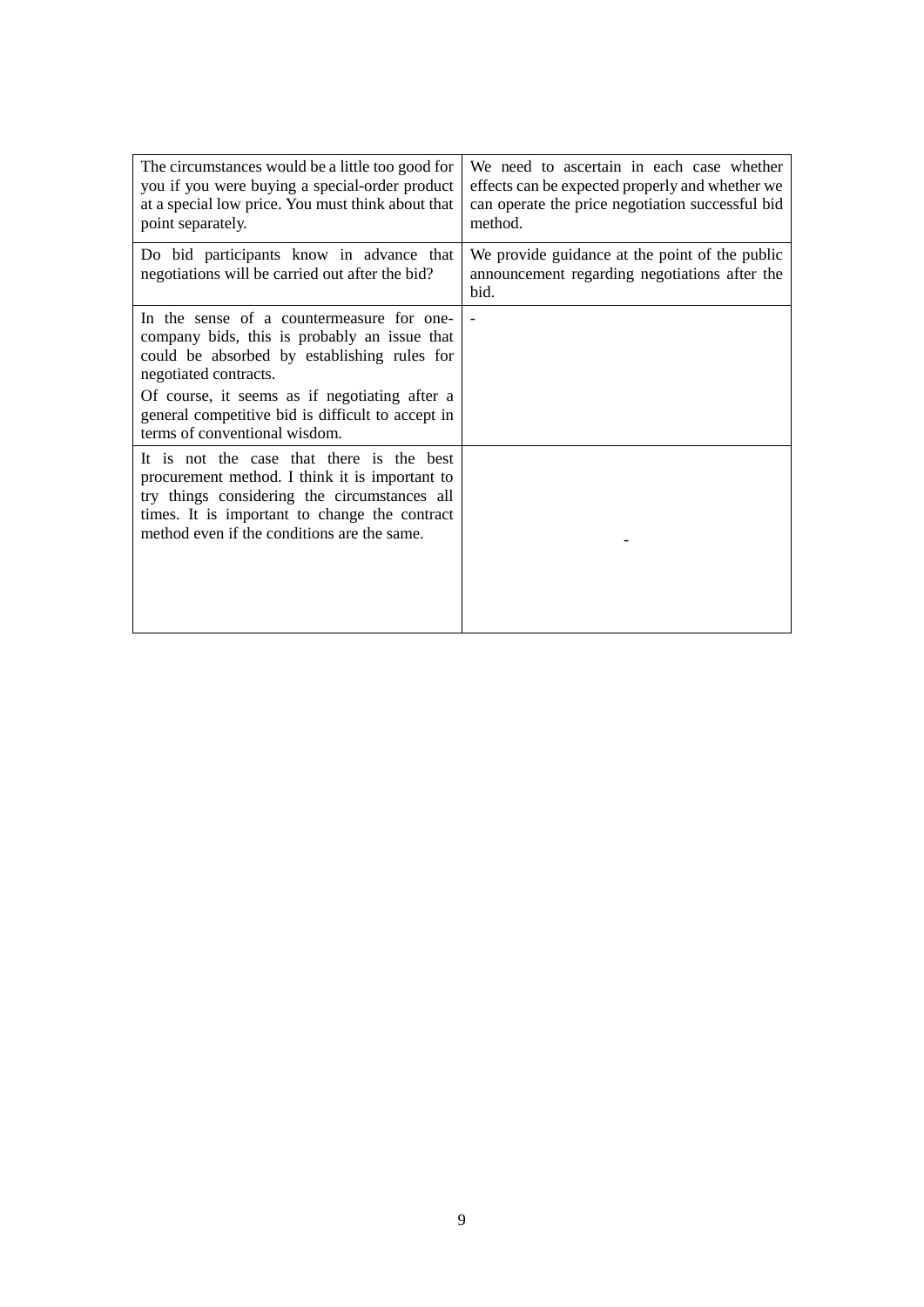| | |
|---|---|
| The circumstances would be a little too good for you if you were buying a special-order product at a special low price. You must think about that point separately. | We need to ascertain in each case whether effects can be expected properly and whether we can operate the price negotiation successful bid method. |
| Do bid participants know in advance that negotiations will be carried out after the bid? | We provide guidance at the point of the public announcement regarding negotiations after the bid. |
| In the sense of a countermeasure for one-company bids, this is probably an issue that could be absorbed by establishing rules for negotiated contracts.<br>Of course, it seems as if negotiating after a general competitive bid is difficult to accept in terms of conventional wisdom. | - |
| It is not the case that there is the best procurement method. I think it is important to try things considering the circumstances all times. It is important to change the contract method even if the conditions are the same. | - |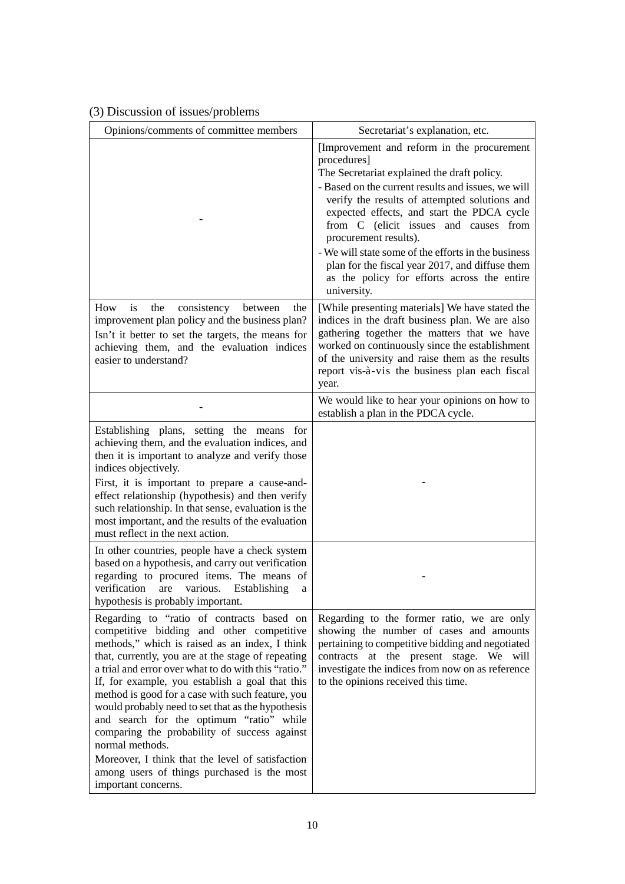(3) Discussion of issues/problems

| Opinions/comments of committee members | Secretariat's explanation, etc. |
|---|---|
| - | [Improvement and reform in the procurement procedures]<br>The Secretariat explained the draft policy.<br>- Based on the current results and issues, we will verify the results of attempted solutions and expected effects, and start the PDCA cycle from C (elicit issues and causes from procurement results).<br>- We will state some of the efforts in the business plan for the fiscal year 2017, and diffuse them as the policy for efforts across the entire university. |
| How is the consistency between the improvement plan policy and the business plan?<br>Isn't it better to set the targets, the means for achieving them, and the evaluation indices easier to understand? | [While presenting materials] We have stated the indices in the draft business plan. We are also gathering together the matters that we have worked on continuously since the establishment of the university and raise them as the results report vis-à-vis the business plan each fiscal year. |
| - | We would like to hear your opinions on how to establish a plan in the PDCA cycle. |
| Establishing plans, setting the means for achieving them, and the evaluation indices, and then it is important to analyze and verify those indices objectively.<br>First, it is important to prepare a cause-and-effect relationship (hypothesis) and then verify such relationship. In that sense, evaluation is the most important, and the results of the evaluation must reflect in the next action. | - |
| In other countries, people have a check system based on a hypothesis, and carry out verification regarding to procured items. The means of verification are various. Establishing a hypothesis is probably important. | - |
| Regarding to "ratio of contracts based on competitive bidding and other competitive methods," which is raised as an index, I think that, currently, you are at the stage of repeating a trial and error over what to do with this "ratio." If, for example, you establish a goal that this method is good for a case with such feature, you would probably need to set that as the hypothesis and search for the optimum "ratio" while comparing the probability of success against normal methods.<br>Moreover, I think that the level of satisfaction among users of things purchased is the most important concerns. | Regarding to the former ratio, we are only showing the number of cases and amounts pertaining to competitive bidding and negotiated contracts at the present stage. We will investigate the indices from now on as reference to the opinions received this time. |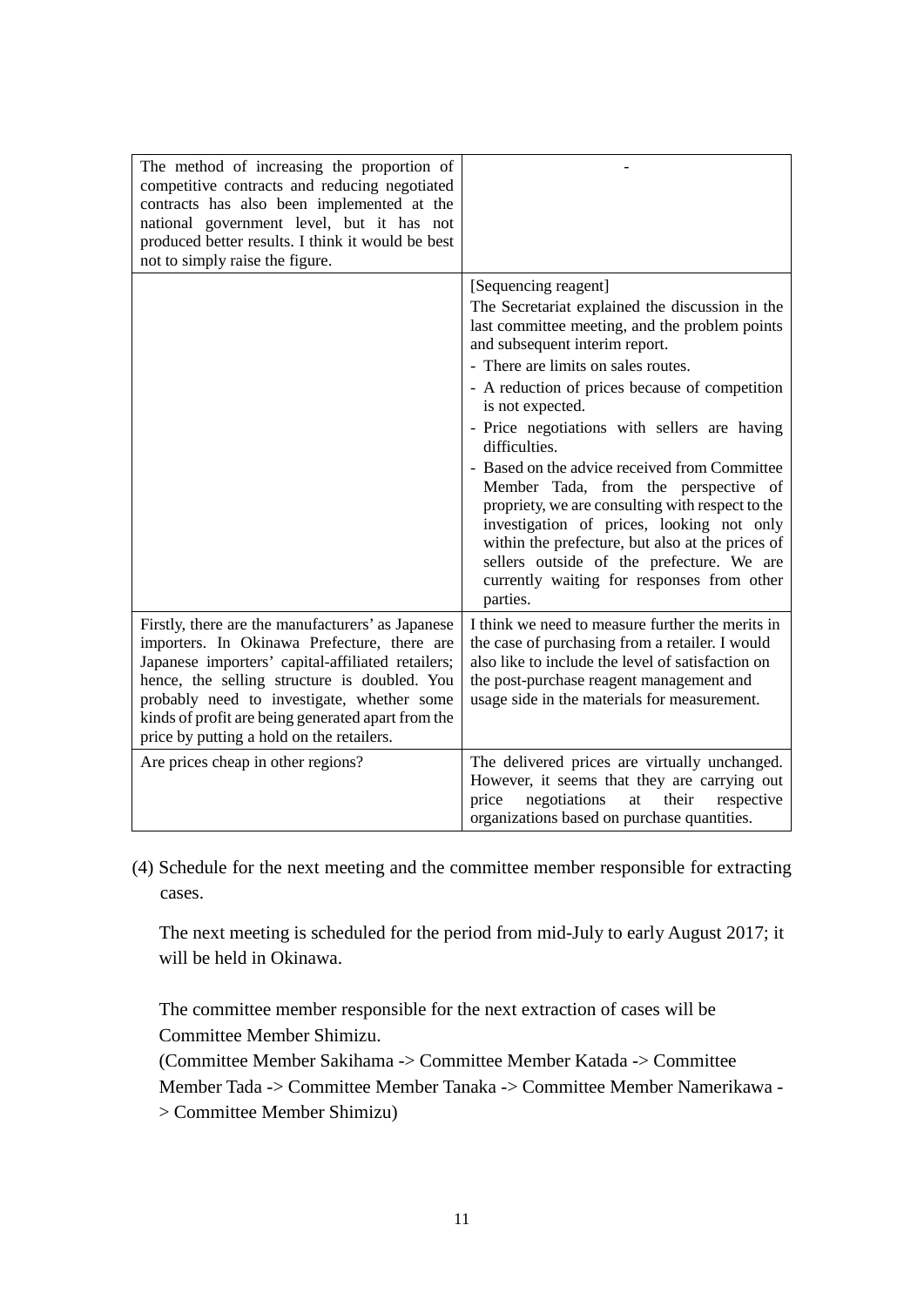| | |
|---|---|
| The method of increasing the proportion of competitive contracts and reducing negotiated contracts has also been implemented at the national government level, but it has not produced better results. I think it would be best not to simply raise the figure. | - |
| | [Sequencing reagent]<br>The Secretariat explained the discussion in the last committee meeting, and the problem points and subsequent interim report.<br>- There are limits on sales routes.<br>- A reduction of prices because of competition is not expected.<br>- Price negotiations with sellers are having difficulties.<br>- Based on the advice received from Committee Member Tada, from the perspective of propriety, we are consulting with respect to the investigation of prices, looking not only within the prefecture, but also at the prices of sellers outside of the prefecture. We are currently waiting for responses from other parties. |
| Firstly, there are the manufacturers' as Japanese importers. In Okinawa Prefecture, there are Japanese importers' capital-affiliated retailers; hence, the selling structure is doubled. You probably need to investigate, whether some kinds of profit are being generated apart from the price by putting a hold on the retailers. | I think we need to measure further the merits in the case of purchasing from a retailer. I would also like to include the level of satisfaction on the post-purchase reagent management and usage side in the materials for measurement. |
| Are prices cheap in other regions? | The delivered prices are virtually unchanged. However, it seems that they are carrying out price negotiations at their respective organizations based on purchase quantities. |

(4) Schedule for the next meeting and the committee member responsible for extracting cases.

The next meeting is scheduled for the period from mid-July to early August 2017; it will be held in Okinawa.

The committee member responsible for the next extraction of cases will be Committee Member Shimizu.
(Committee Member Sakihama -> Committee Member Katada -> Committee Member Tada -> Committee Member Tanaka -> Committee Member Namerikawa -> Committee Member Shimizu)